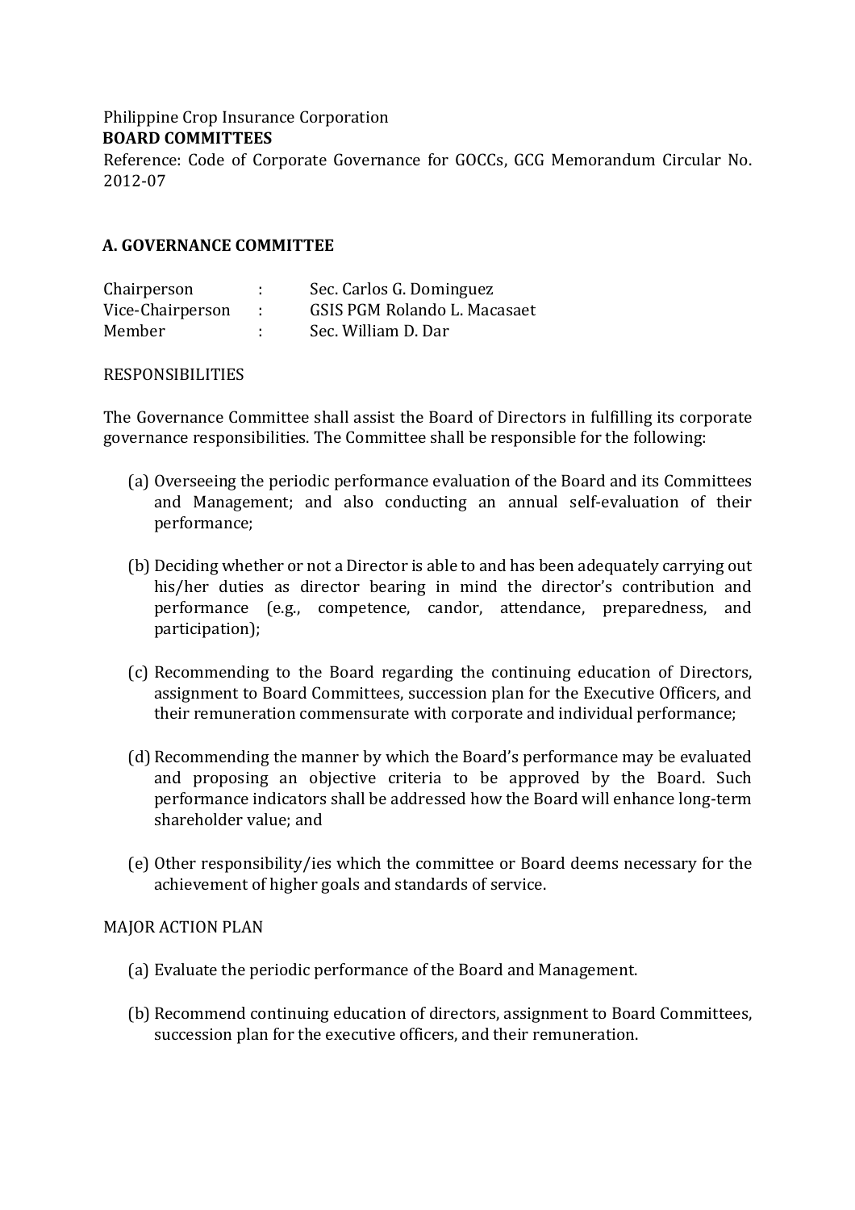Philippine Crop Insurance Corporation

**BOARD COMMITTEES**

Reference: Code of Corporate Governance for GOCCs, GCG Memorandum Circular No. 2012-07

### A. GOVERNANCE COMMITTEE

| | | |
|---|---|---|
| Chairperson | : | Sec. Carlos G. Dominguez |
| Vice-Chairperson | : | GSIS PGM Rolando L. Macasaet |
| Member | : | Sec. William D. Dar |

RESPONSIBILITIES

The Governance Committee shall assist the Board of Directors in fulfilling its corporate governance responsibilities. The Committee shall be responsible for the following:

(a) Overseeing the periodic performance evaluation of the Board and its Committees and Management; and also conducting an annual self-evaluation of their performance;

(b) Deciding whether or not a Director is able to and has been adequately carrying out his/her duties as director bearing in mind the director's contribution and performance (e.g., competence, candor, attendance, preparedness, and participation);

(c) Recommending to the Board regarding the continuing education of Directors, assignment to Board Committees, succession plan for the Executive Officers, and their remuneration commensurate with corporate and individual performance;

(d) Recommending the manner by which the Board's performance may be evaluated and proposing an objective criteria to be approved by the Board. Such performance indicators shall be addressed how the Board will enhance long-term shareholder value; and

(e) Other responsibility/ies which the committee or Board deems necessary for the achievement of higher goals and standards of service.

MAJOR ACTION PLAN

(a) Evaluate the periodic performance of the Board and Management.

(b) Recommend continuing education of directors, assignment to Board Committees, succession plan for the executive officers, and their remuneration.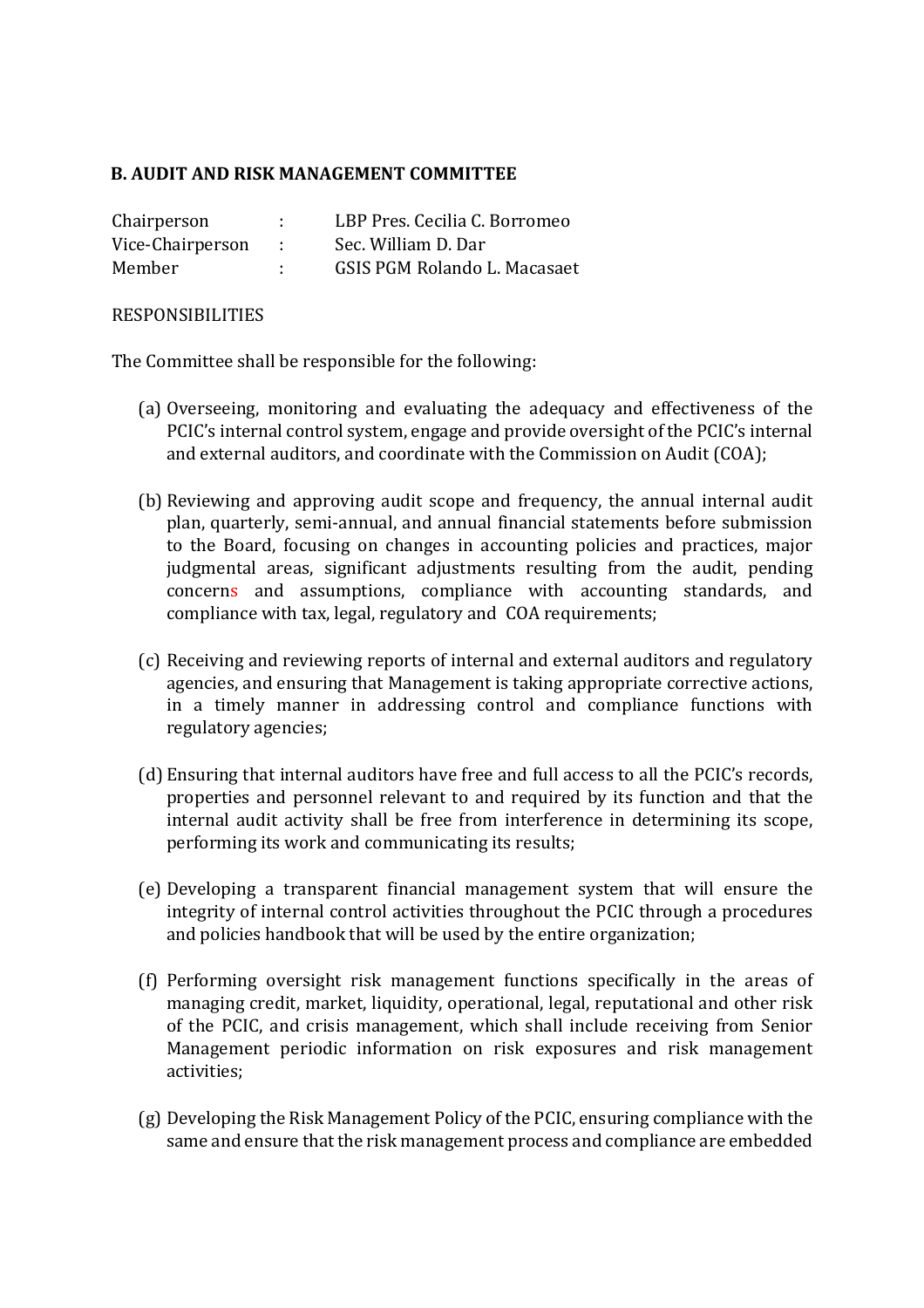## B. AUDIT AND RISK MANAGEMENT COMMITTEE

| | | |
|---|---|---|
| Chairperson | : | LBP Pres. Cecilia C. Borromeo |
| Vice-Chairperson | : | Sec. William D. Dar |
| Member | : | GSIS PGM Rolando L. Macasaet |

RESPONSIBILITIES

The Committee shall be responsible for the following:

(a) Overseeing, monitoring and evaluating the adequacy and effectiveness of the PCIC's internal control system, engage and provide oversight of the PCIC's internal and external auditors, and coordinate with the Commission on Audit (COA);

(b) Reviewing and approving audit scope and frequency, the annual internal audit plan, quarterly, semi-annual, and annual financial statements before submission to the Board, focusing on changes in accounting policies and practices, major judgmental areas, significant adjustments resulting from the audit, pending concerns and assumptions, compliance with accounting standards, and compliance with tax, legal, regulatory and COA requirements;

(c) Receiving and reviewing reports of internal and external auditors and regulatory agencies, and ensuring that Management is taking appropriate corrective actions, in a timely manner in addressing control and compliance functions with regulatory agencies;

(d) Ensuring that internal auditors have free and full access to all the PCIC's records, properties and personnel relevant to and required by its function and that the internal audit activity shall be free from interference in determining its scope, performing its work and communicating its results;

(e) Developing a transparent financial management system that will ensure the integrity of internal control activities throughout the PCIC through a procedures and policies handbook that will be used by the entire organization;

(f) Performing oversight risk management functions specifically in the areas of managing credit, market, liquidity, operational, legal, reputational and other risk of the PCIC, and crisis management, which shall include receiving from Senior Management periodic information on risk exposures and risk management activities;

(g) Developing the Risk Management Policy of the PCIC, ensuring compliance with the same and ensure that the risk management process and compliance are embedded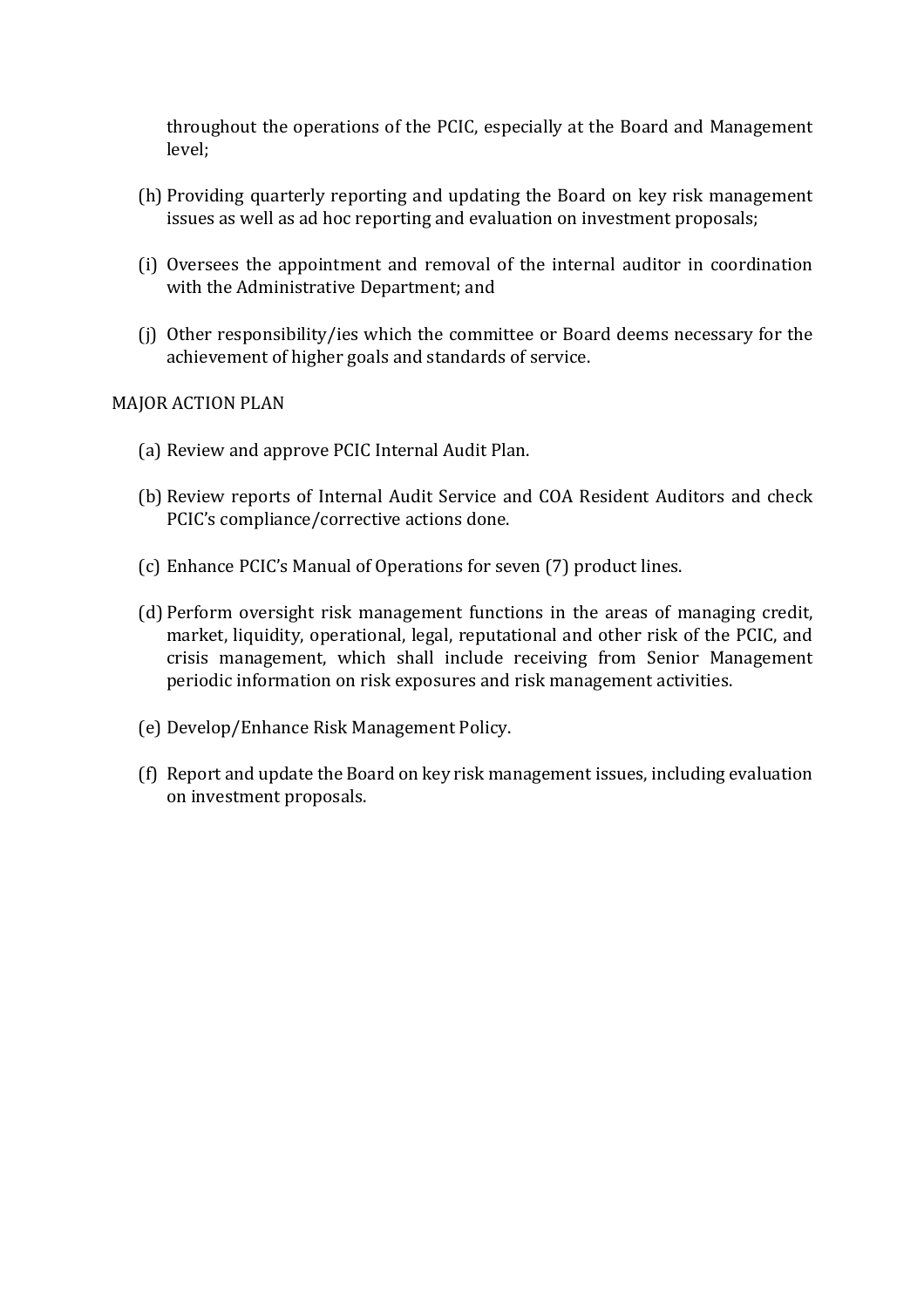throughout the operations of the PCIC, especially at the Board and Management level;

(h) Providing quarterly reporting and updating the Board on key risk management issues as well as ad hoc reporting and evaluation on investment proposals;

(i) Oversees the appointment and removal of the internal auditor in coordination with the Administrative Department; and

(j) Other responsibility/ies which the committee or Board deems necessary for the achievement of higher goals and standards of service.

MAJOR ACTION PLAN

(a) Review and approve PCIC Internal Audit Plan.

(b) Review reports of Internal Audit Service and COA Resident Auditors and check PCIC's compliance/corrective actions done.

(c) Enhance PCIC's Manual of Operations for seven (7) product lines.

(d) Perform oversight risk management functions in the areas of managing credit, market, liquidity, operational, legal, reputational and other risk of the PCIC, and crisis management, which shall include receiving from Senior Management periodic information on risk exposures and risk management activities.

(e) Develop/Enhance Risk Management Policy.

(f) Report and update the Board on key risk management issues, including evaluation on investment proposals.